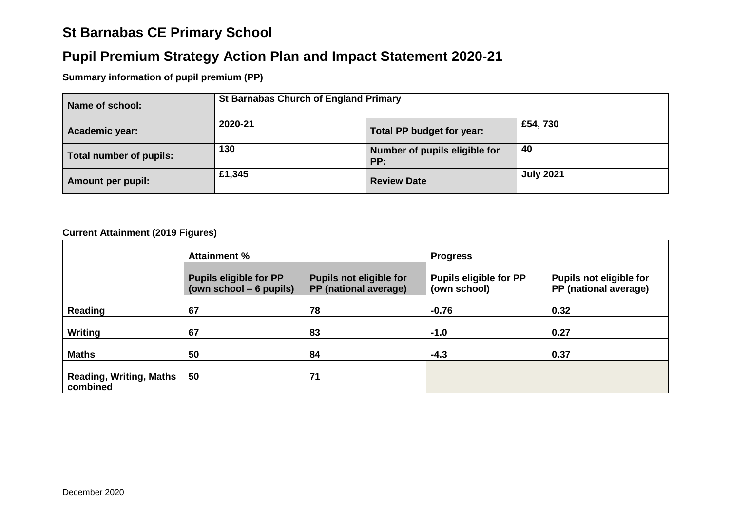# St Barnabas CE Primary School

## Pupil Premium Strategy Action Plan and Impact Statement 2020-21

**Summary information of pupil premium (PP)**

| **Name of school:** | **St Barnabas Church of England Primary** | | |
|---|---|---|---|
| **Academic year:** | **2020-21** | **Total PP budget for year:** | **£54, 730** |
| **Total number of pupils:** | **130** | **Number of pupils eligible for PP:** | **40** |
| **Amount per pupil:** | **£1,345** | **Review Date** | **July 2021** |

**Current Attainment (2019 Figures)**

| | **Attainment %** | | **Progress** | |
|---|---|---|---|---|
| | **Pupils eligible for PP (own school – 6 pupils)** | **Pupils not eligible for PP (national average)** | **Pupils eligible for PP (own school)** | **Pupils not eligible for PP (national average)** |
| **Reading** | **67** | **78** | **-0.76** | **0.32** |
| **Writing** | **67** | **83** | **-1.0** | **0.27** |
| **Maths** | **50** | **84** | **-4.3** | **0.37** |
| **Reading, Writing, Maths combined** | **50** | **71** | | |

December 2020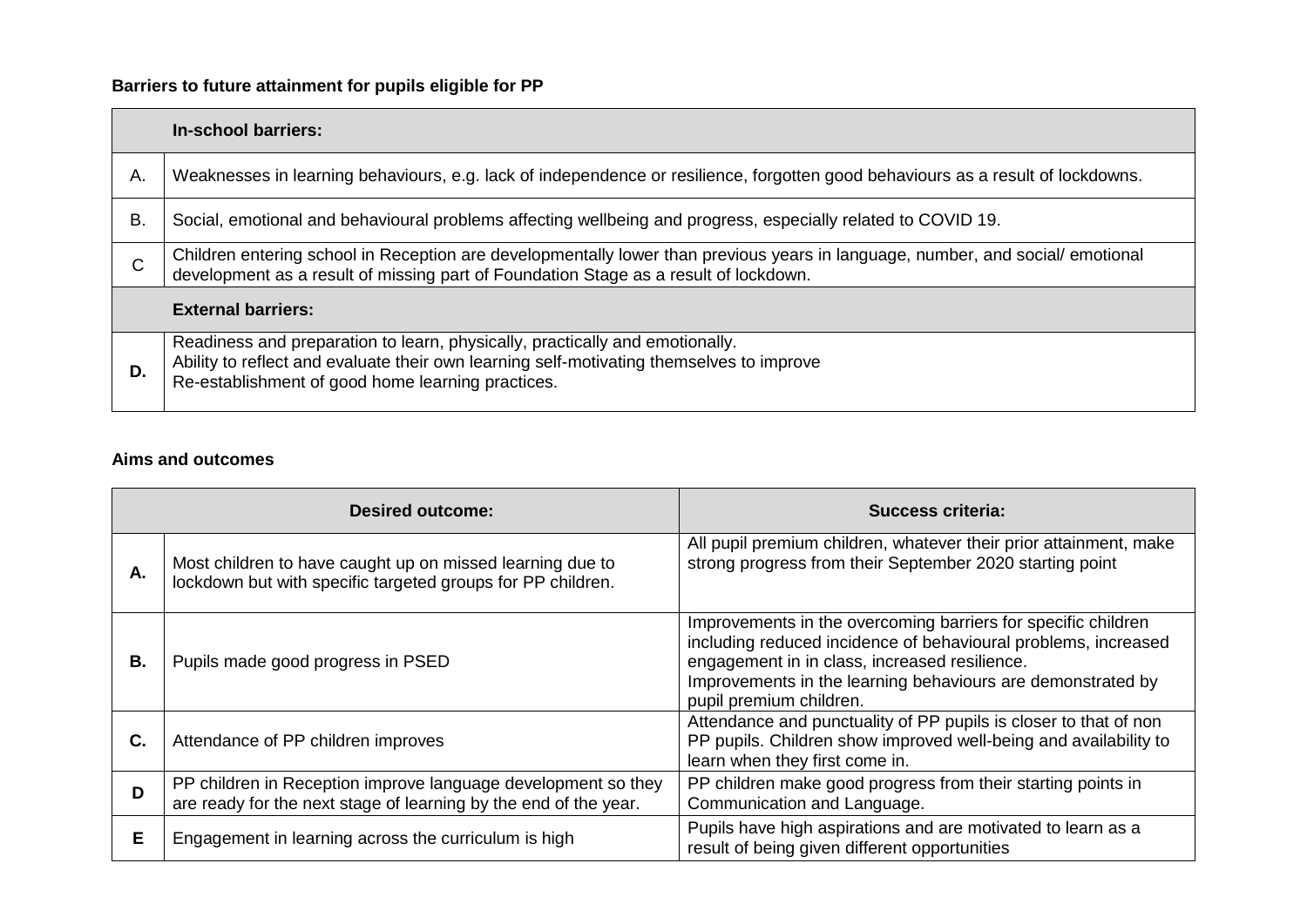**Barriers to future attainment for pupils eligible for PP**

| | In-school barriers: |
|---|---|
| A. | Weaknesses in learning behaviours, e.g. lack of independence or resilience, forgotten good behaviours as a result of lockdowns. |
| B. | Social, emotional and behavioural problems affecting wellbeing and progress, especially related to COVID 19. |
| C | Children entering school in Reception are developmentally lower than previous years in language, number, and social/ emotional development as a result of missing part of Foundation Stage as a result of lockdown. |
| | **External barriers:** |
| **D.** | Readiness and preparation to learn, physically, practically and emotionally.<br>Ability to reflect and evaluate their own learning self-motivating themselves to improve<br>Re-establishment of good home learning practices. |

**Aims and outcomes**

| | Desired outcome: | Success criteria: |
|---|---|---|
| **A.** | Most children to have caught up on missed learning due to lockdown but with specific targeted groups for PP children. | All pupil premium children, whatever their prior attainment, make strong progress from their September 2020 starting point |
| **B.** | Pupils made good progress in PSED | Improvements in the overcoming barriers for specific children including reduced incidence of behavioural problems, increased engagement in in class, increased resilience.<br>Improvements in the learning behaviours are demonstrated by pupil premium children. |
| **C.** | Attendance of PP children improves | Attendance and punctuality of PP pupils is closer to that of non PP pupils. Children show improved well-being and availability to learn when they first come in. |
| **D** | PP children in Reception improve language development so they are ready for the next stage of learning by the end of the year. | PP children make good progress from their starting points in Communication and Language. |
| **E** | Engagement in learning across the curriculum is high | Pupils have high aspirations and are motivated to learn as a result of being given different opportunities |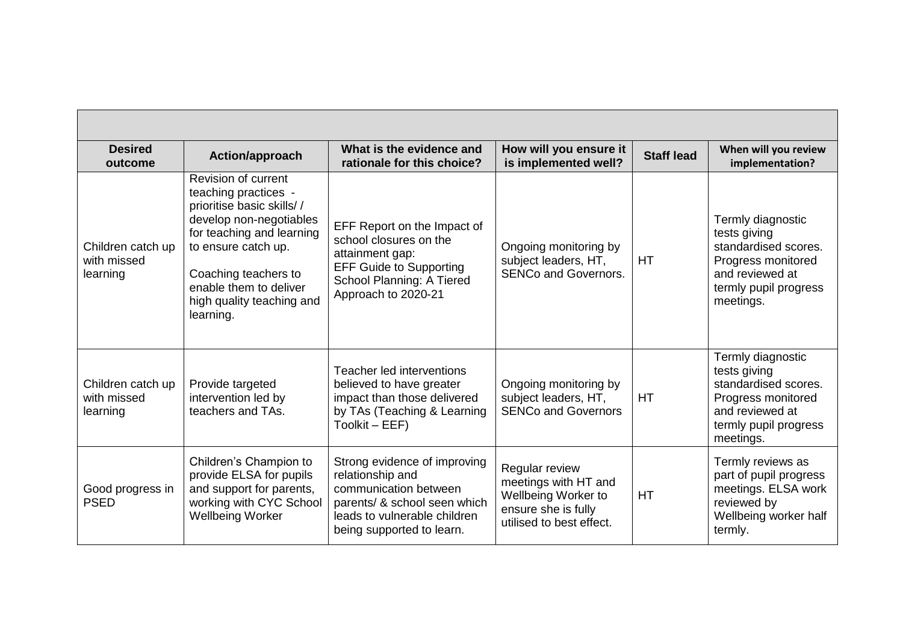| Desired outcome | Action/approach | What is the evidence and rationale for this choice? | How will you ensure it is implemented well? | Staff lead | When will you review implementation? |
|---|---|---|---|---|---|
| Children catch up with missed learning | Revision of current teaching practices - prioritise basic skills/ / develop non-negotiables for teaching and learning to ensure catch up.<br><br>Coaching teachers to enable them to deliver high quality teaching and learning. | EFF Report on the Impact of school closures on the attainment gap:<br>EFF Guide to Supporting School Planning: A Tiered Approach to 2020-21 | Ongoing monitoring by subject leaders, HT, SENCo and Governors. | HT | Termly diagnostic tests giving standardised scores. Progress monitored and reviewed at termly pupil progress meetings. |
| Children catch up with missed learning | Provide targeted intervention led by teachers and TAs. | Teacher led interventions believed to have greater impact than those delivered by TAs (Teaching & Learning Toolkit – EEF) | Ongoing monitoring by subject leaders, HT, SENCo and Governors | HT | Termly diagnostic tests giving standardised scores. Progress monitored and reviewed at termly pupil progress meetings. |
| Good progress in PSED | Children's Champion to provide ELSA for pupils and support for parents, working with CYC School Wellbeing Worker | Strong evidence of improving relationship and communication between parents/ & school seen which leads to vulnerable children being supported to learn. | Regular review meetings with HT and Wellbeing Worker to ensure she is fully utilised to best effect. | HT | Termly reviews as part of pupil progress meetings. ELSA work reviewed by Wellbeing worker half termly. |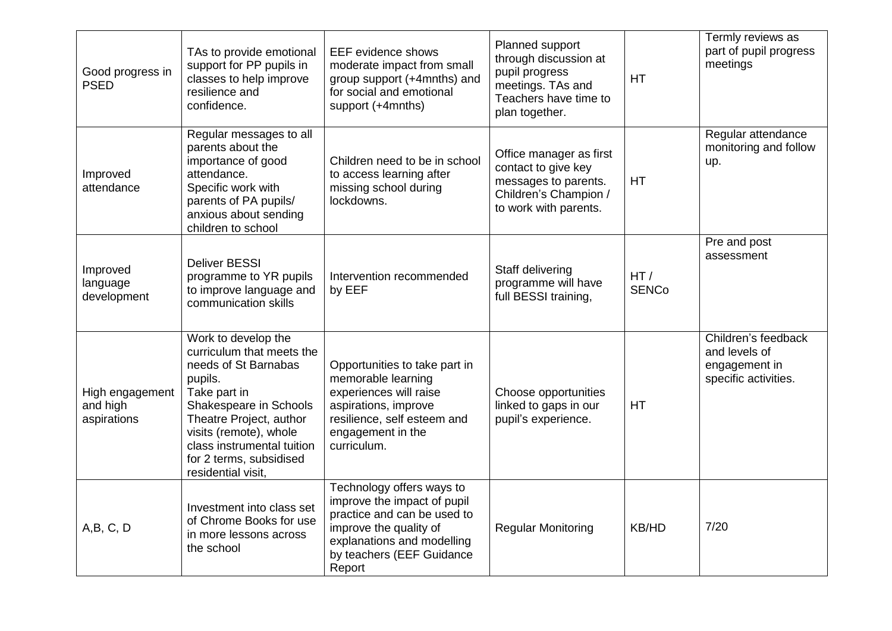| | | | | | |
|---|---|---|---|---|---|
| Good progress in PSED | TAs to provide emotional support for PP pupils in classes to help improve resilience and confidence. | EEF evidence shows moderate impact from small group support (+4mnths) and for social and emotional support (+4mnths) | Planned support through discussion at pupil progress meetings. TAs and Teachers have time to plan together. | HT | Termly reviews as part of pupil progress meetings |
| Improved attendance | Regular messages to all parents about the importance of good attendance.<br>Specific work with parents of PA pupils/ anxious about sending children to school | Children need to be in school to access learning after missing school during lockdowns. | Office manager as first contact to give key messages to parents. Children's Champion / to work with parents. | HT | Regular attendance monitoring and follow up. |
| Improved language development | Deliver BESSI programme to YR pupils to improve language and communication skills | Intervention recommended by EEF | Staff delivering programme will have full BESSI training, | HT / SENCo | Pre and post assessment |
| High engagement and high aspirations | Work to develop the curriculum that meets the needs of St Barnabas pupils.<br>Take part in Shakespeare in Schools Theatre Project, author visits (remote), whole class instrumental tuition for 2 terms, subsidised residential visit, | Opportunities to take part in memorable learning experiences will raise aspirations, improve resilience, self esteem and engagement in the curriculum. | Choose opportunities linked to gaps in our pupil's experience. | HT | Children's feedback and levels of engagement in specific activities. |
| A,B, C, D | Investment into class set of Chrome Books for use in more lessons across the school | Technology offers ways to improve the impact of pupil practice and can be used to improve the quality of explanations and modelling by teachers (EEF Guidance Report | Regular Monitoring | KB/HD | 7/20 |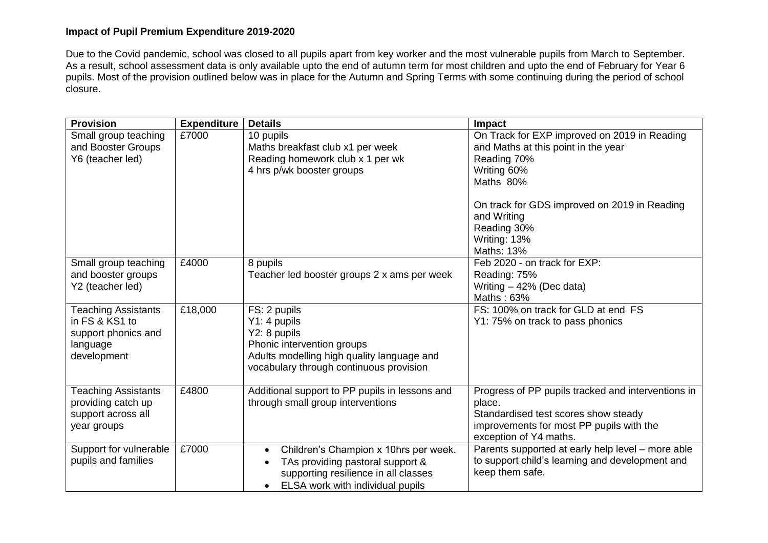**Impact of Pupil Premium Expenditure 2019-2020**

Due to the Covid pandemic, school was closed to all pupils apart from key worker and the most vulnerable pupils from March to September. As a result, school assessment data is only available upto the end of autumn term for most children and upto the end of February for Year 6 pupils. Most of the provision outlined below was in place for the Autumn and Spring Terms with some continuing during the period of school closure.

| Provision | Expenditure | Details | Impact |
|---|---|---|---|
| Small group teaching and Booster Groups Y6 (teacher led) | £7000 | 10 pupils<br>Maths breakfast club x1 per week<br>Reading homework club x 1 per wk<br>4 hrs p/wk booster groups | On Track for EXP improved on 2019 in Reading and Maths at this point in the year<br>Reading 70%<br>Writing 60%<br>Maths 80%<br><br>On track for GDS improved on 2019 in Reading and Writing<br>Reading 30%<br>Writing: 13%<br>Maths: 13% |
| Small group teaching and booster groups Y2 (teacher led) | £4000 | 8 pupils<br>Teacher led booster groups 2 x ams per week | Feb 2020 - on track for EXP:<br>Reading: 75%<br>Writing – 42% (Dec data)<br>Maths : 63% |
| Teaching Assistants in FS & KS1 to support phonics and language development | £18,000 | FS: 2 pupils<br>Y1: 4 pupils<br>Y2: 8 pupils<br>Phonic intervention groups<br>Adults modelling high quality language and vocabulary through continuous provision | FS: 100% on track for GLD at end FS<br>Y1: 75% on track to pass phonics |
| Teaching Assistants providing catch up support across all year groups | £4800 | Additional support to PP pupils in lessons and through small group interventions | Progress of PP pupils tracked and interventions in place.<br>Standardised test scores show steady improvements for most PP pupils with the exception of Y4 maths. |
| Support for vulnerable pupils and families | £7000 | • Children's Champion x 10hrs per week.<br>• TAs providing pastoral support & supporting resilience in all classes<br>• ELSA work with individual pupils | Parents supported at early help level – more able to support child's learning and development and keep them safe. |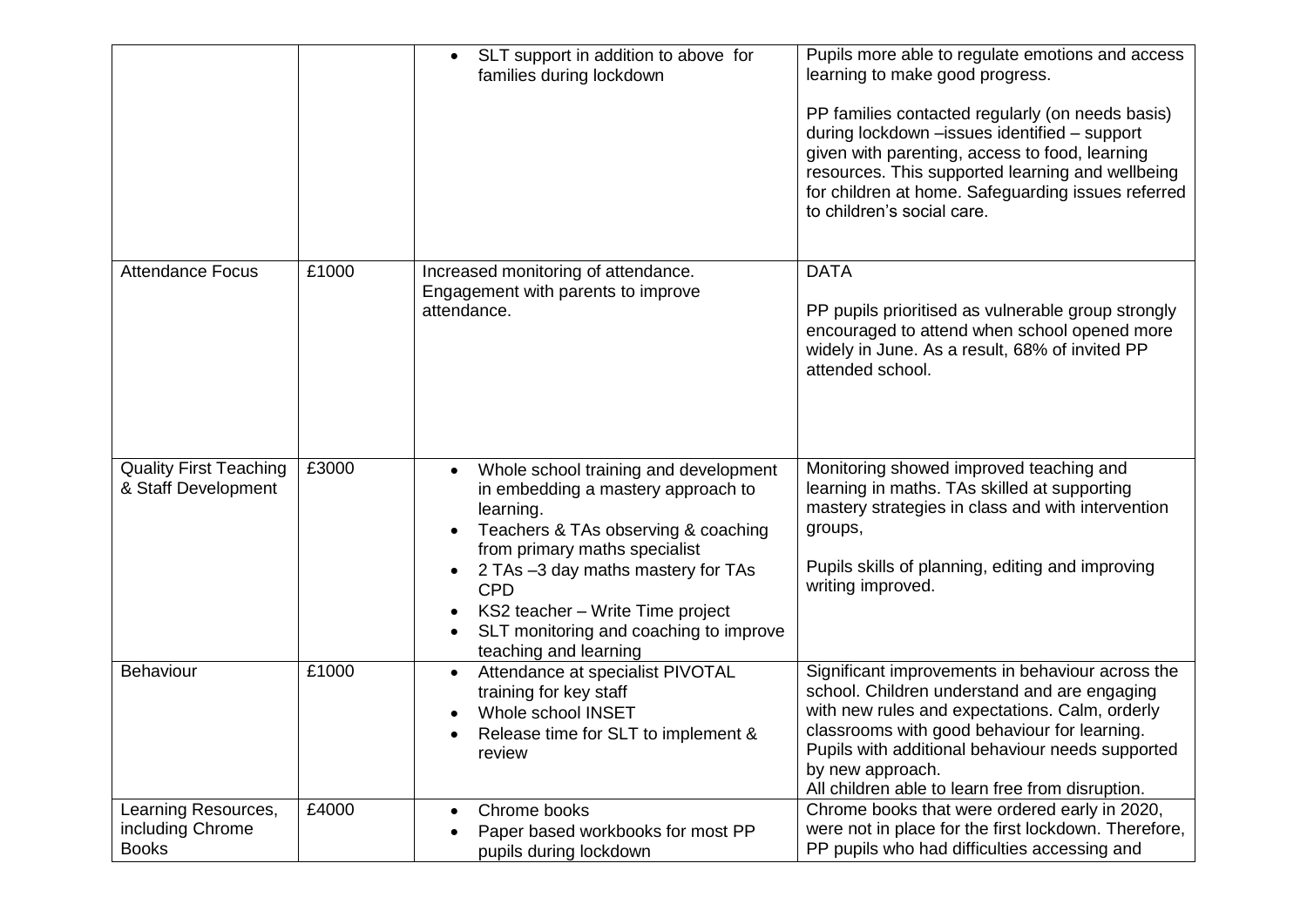| | | | |
|---|---|---|---|
| | | • SLT support in addition to above for families during lockdown | Pupils more able to regulate emotions and access learning to make good progress.<br><br>PP families contacted regularly (on needs basis) during lockdown –issues identified – support given with parenting, access to food, learning resources. This supported learning and wellbeing for children at home. Safeguarding issues referred to children's social care. |
| Attendance Focus | £1000 | Increased monitoring of attendance. Engagement with parents to improve attendance. | DATA<br><br>PP pupils prioritised as vulnerable group strongly encouraged to attend when school opened more widely in June. As a result, 68% of invited PP attended school. |
| Quality First Teaching & Staff Development | £3000 | • Whole school training and development in embedding a mastery approach to learning.<br>• Teachers & TAs observing & coaching from primary maths specialist<br>• 2 TAs –3 day maths mastery for TAs CPD<br>• KS2 teacher – Write Time project<br>• SLT monitoring and coaching to improve teaching and learning | Monitoring showed improved teaching and learning in maths. TAs skilled at supporting mastery strategies in class and with intervention groups,<br><br>Pupils skills of planning, editing and improving writing improved. |
| Behaviour | £1000 | • Attendance at specialist PIVOTAL training for key staff<br>• Whole school INSET<br>• Release time for SLT to implement & review | Significant improvements in behaviour across the school. Children understand and are engaging with new rules and expectations. Calm, orderly classrooms with good behaviour for learning. Pupils with additional behaviour needs supported by new approach.<br>All children able to learn free from disruption. |
| Learning Resources, including Chrome Books | £4000 | • Chrome books<br>• Paper based workbooks for most PP pupils during lockdown | Chrome books that were ordered early in 2020, were not in place for the first lockdown. Therefore, PP pupils who had difficulties accessing and |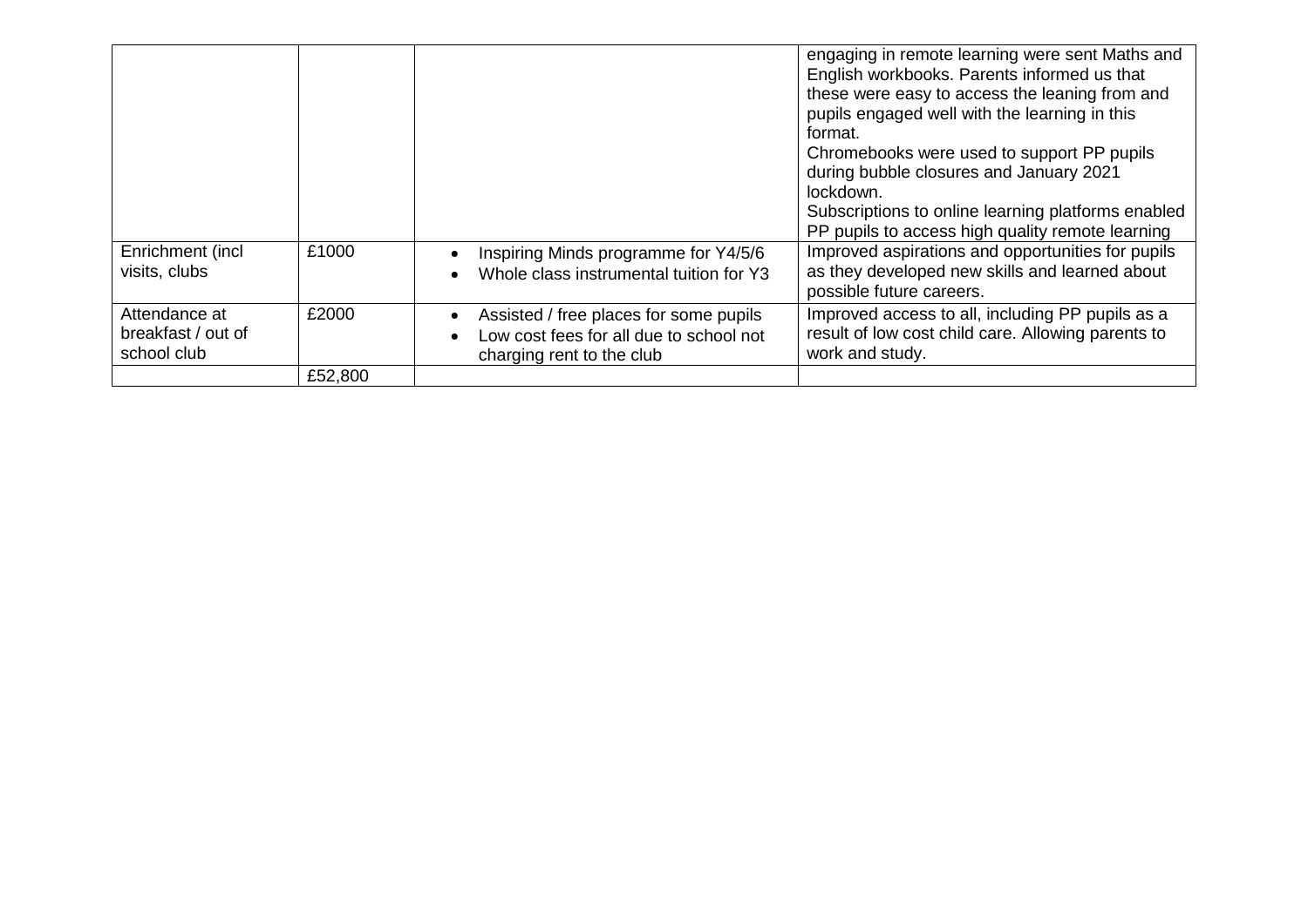| | | | |
|---|---|---|---|
| | | | engaging in remote learning were sent Maths and English workbooks. Parents informed us that these were easy to access the leaning from and pupils engaged well with the learning in this format.<br>Chromebooks were used to support PP pupils during bubble closures and January 2021 lockdown.<br>Subscriptions to online learning platforms enabled PP pupils to access high quality remote learning |
| Enrichment (incl visits, clubs | £1000 | • Inspiring Minds programme for Y4/5/6<br>• Whole class instrumental tuition for Y3 | Improved aspirations and opportunities for pupils as they developed new skills and learned about possible future careers. |
| Attendance at breakfast / out of school club | £2000 | • Assisted / free places for some pupils<br>• Low cost fees for all due to school not charging rent to the club | Improved access to all, including PP pupils as a result of low cost child care. Allowing parents to work and study. |
| | £52,800 | | |